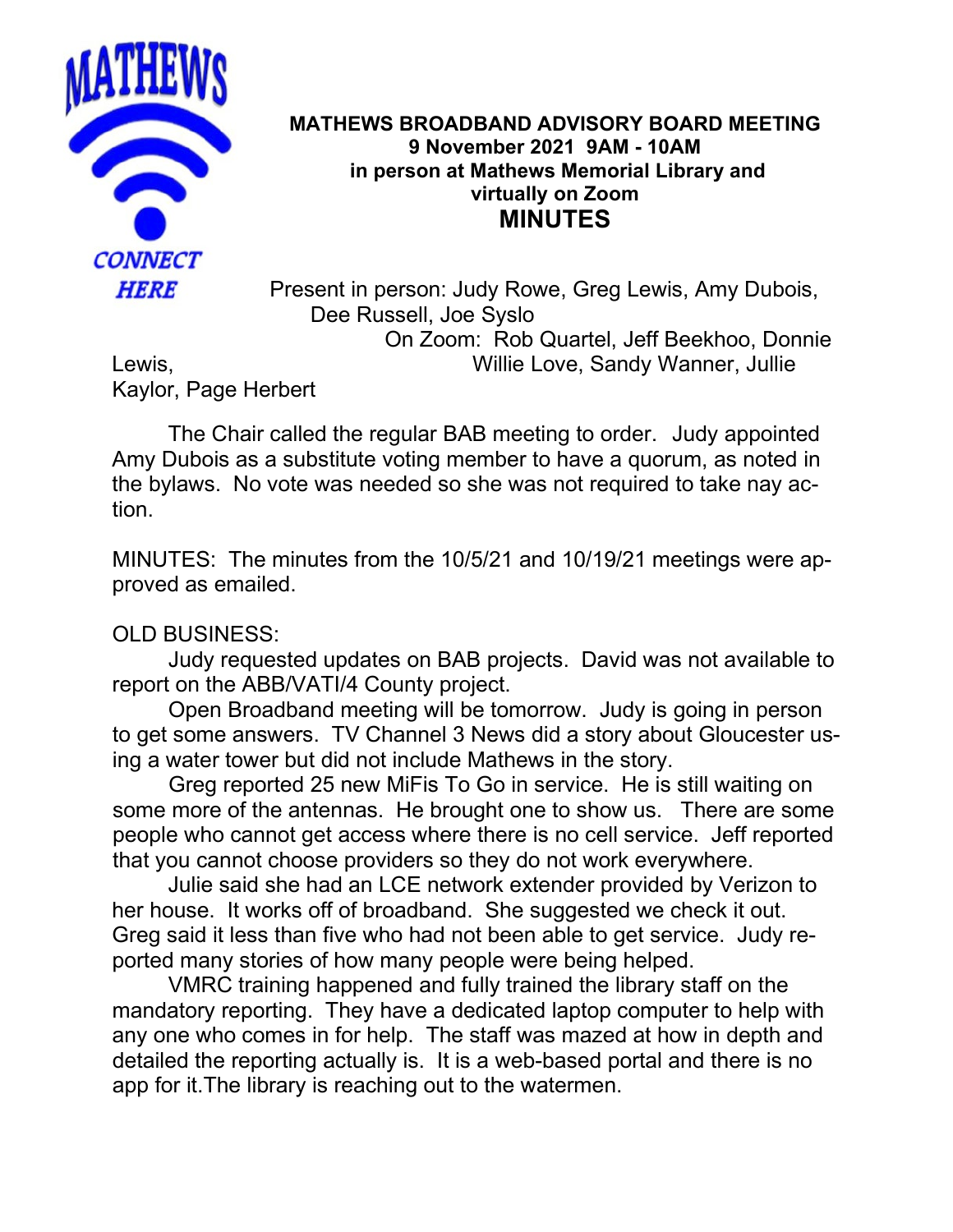MATHEWS

CONNECT HERE

**MATHEWS BROADBAND ADVISORY BOARD MEETING**
**9 November 2021 9AM - 10AM**
**in person at Mathews Memorial Library and virtually on Zoom**

# MINUTES

Present in person: Judy Rowe, Greg Lewis, Amy Dubois, Dee Russell, Joe Syslo
On Zoom: Rob Quartel, Jeff Beekhoo, Donnie Lewis, Willie Love, Sandy Wanner, Jullie Kaylor, Page Herbert

The Chair called the regular BAB meeting to order. Judy appointed Amy Dubois as a substitute voting member to have a quorum, as noted in the bylaws. No vote was needed so she was not required to take nay action.

MINUTES: The minutes from the 10/5/21 and 10/19/21 meetings were approved as emailed.

OLD BUSINESS:

Judy requested updates on BAB projects. David was not available to report on the ABB/VATI/4 County project.

Open Broadband meeting will be tomorrow. Judy is going in person to get some answers. TV Channel 3 News did a story about Gloucester using a water tower but did not include Mathews in the story.

Greg reported 25 new MiFis To Go in service. He is still waiting on some more of the antennas. He brought one to show us. There are some people who cannot get access where there is no cell service. Jeff reported that you cannot choose providers so they do not work everywhere.

Julie said she had an LCE network extender provided by Verizon to her house. It works off of broadband. She suggested we check it out. Greg said it less than five who had not been able to get service. Judy reported many stories of how many people were being helped.

VMRC training happened and fully trained the library staff on the mandatory reporting. They have a dedicated laptop computer to help with any one who comes in for help. The staff was mazed at how in depth and detailed the reporting actually is. It is a web-based portal and there is no app for it.The library is reaching out to the watermen.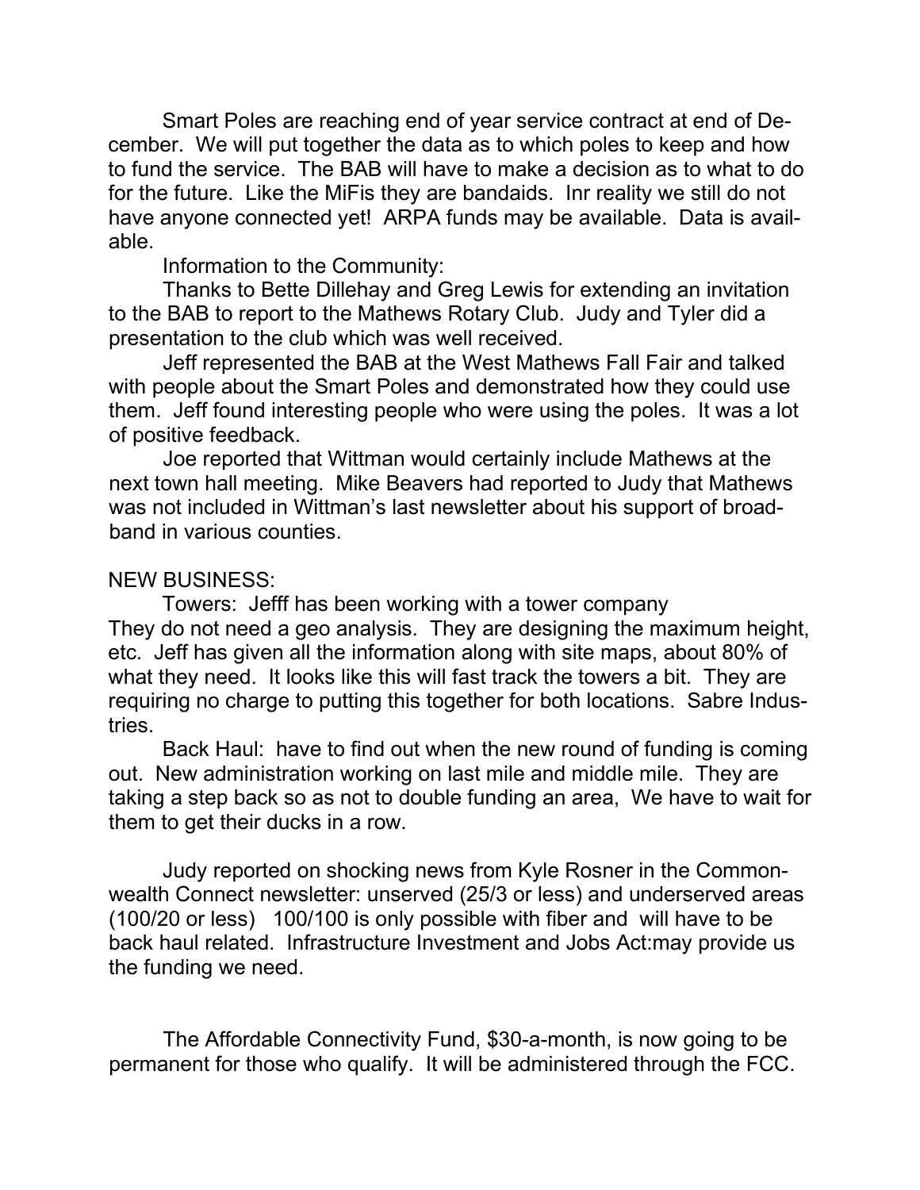Smart Poles are reaching end of year service contract at end of December. We will put together the data as to which poles to keep and how to fund the service. The BAB will have to make a decision as to what to do for the future. Like the MiFis they are bandaids. Inr reality we still do not have anyone connected yet! ARPA funds may be available. Data is available.

Information to the Community:

Thanks to Bette Dillehay and Greg Lewis for extending an invitation to the BAB to report to the Mathews Rotary Club. Judy and Tyler did a presentation to the club which was well received.

Jeff represented the BAB at the West Mathews Fall Fair and talked with people about the Smart Poles and demonstrated how they could use them. Jeff found interesting people who were using the poles. It was a lot of positive feedback.

Joe reported that Wittman would certainly include Mathews at the next town hall meeting. Mike Beavers had reported to Judy that Mathews was not included in Wittman's last newsletter about his support of broadband in various counties.

NEW BUSINESS:

Towers: Jefff has been working with a tower company They do not need a geo analysis. They are designing the maximum height, etc. Jeff has given all the information along with site maps, about 80% of what they need. It looks like this will fast track the towers a bit. They are requiring no charge to putting this together for both locations. Sabre Industries.

Back Haul: have to find out when the new round of funding is coming out. New administration working on last mile and middle mile. They are taking a step back so as not to double funding an area, We have to wait for them to get their ducks in a row.

Judy reported on shocking news from Kyle Rosner in the Commonwealth Connect newsletter: unserved (25/3 or less) and underserved areas (100/20 or less) 100/100 is only possible with fiber and will have to be back haul related. Infrastructure Investment and Jobs Act:may provide us the funding we need.

The Affordable Connectivity Fund, $30-a-month, is now going to be permanent for those who qualify. It will be administered through the FCC.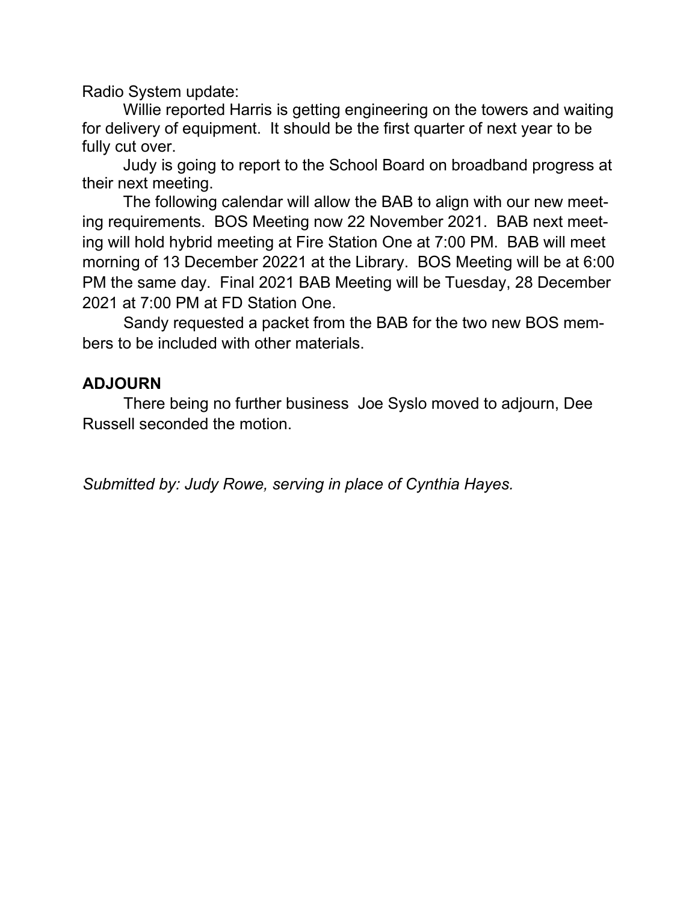Radio System update:

Willie reported Harris is getting engineering on the towers and waiting for delivery of equipment. It should be the first quarter of next year to be fully cut over.

Judy is going to report to the School Board on broadband progress at their next meeting.

The following calendar will allow the BAB to align with our new meeting requirements. BOS Meeting now 22 November 2021. BAB next meeting will hold hybrid meeting at Fire Station One at 7:00 PM. BAB will meet morning of 13 December 20221 at the Library. BOS Meeting will be at 6:00 PM the same day. Final 2021 BAB Meeting will be Tuesday, 28 December 2021 at 7:00 PM at FD Station One.

Sandy requested a packet from the BAB for the two new BOS members to be included with other materials.

## ADJOURN

There being no further business Joe Syslo moved to adjourn, Dee Russell seconded the motion.

*Submitted by: Judy Rowe, serving in place of Cynthia Hayes.*